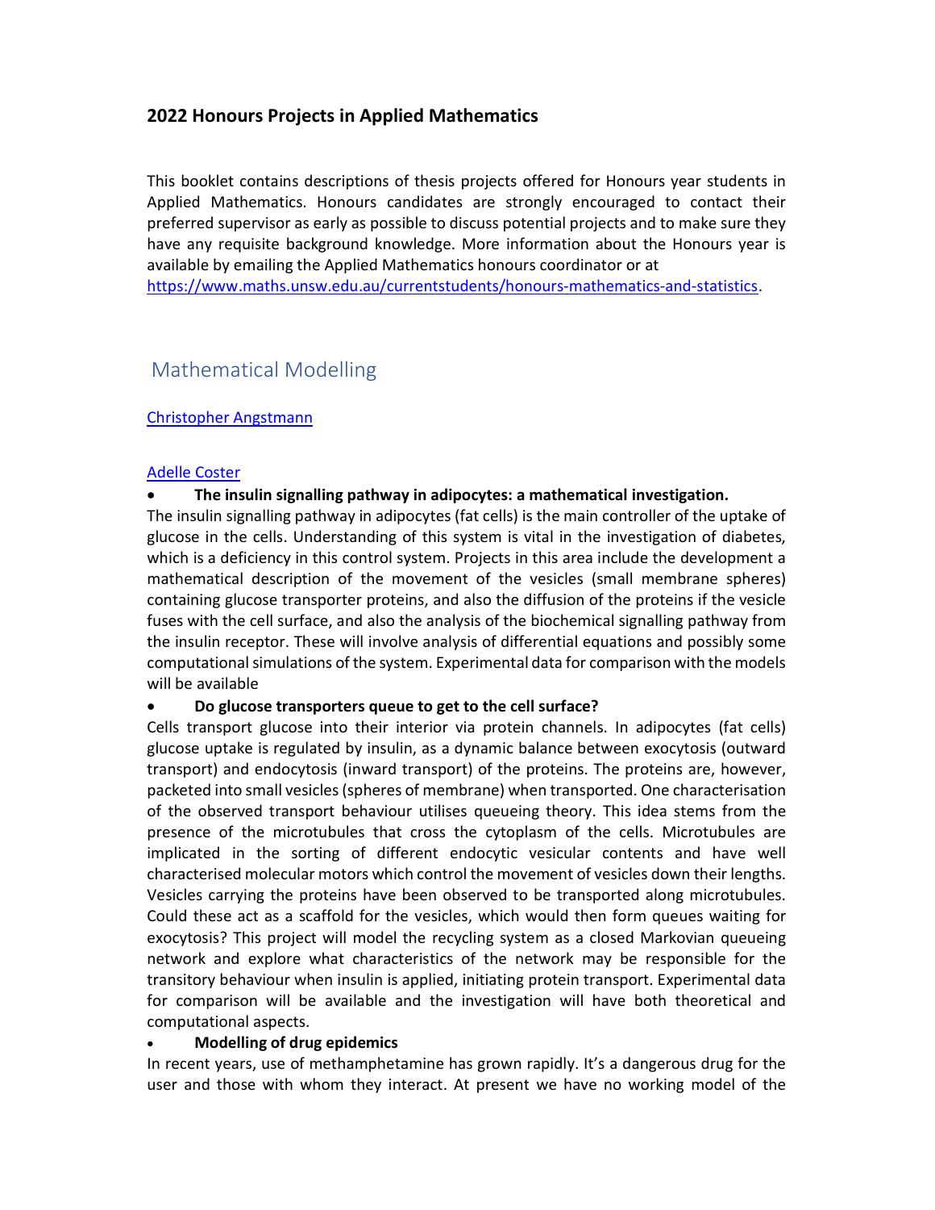**2022 Honours Projects in Applied Mathematics**

This booklet contains descriptions of thesis projects offered for Honours year students in Applied Mathematics. Honours candidates are strongly encouraged to contact their preferred supervisor as early as possible to discuss potential projects and to make sure they have any requisite background knowledge. More information about the Honours year is available by emailing the Applied Mathematics honours coordinator or at https://www.maths.unsw.edu.au/currentstudents/honours-mathematics-and-statistics.

# Mathematical Modelling

[Christopher Angstmann](#)

[Adelle Coster](#)

- **The insulin signalling pathway in adipocytes: a mathematical investigation.**

The insulin signalling pathway in adipocytes (fat cells) is the main controller of the uptake of glucose in the cells. Understanding of this system is vital in the investigation of diabetes, which is a deficiency in this control system. Projects in this area include the development a mathematical description of the movement of the vesicles (small membrane spheres) containing glucose transporter proteins, and also the diffusion of the proteins if the vesicle fuses with the cell surface, and also the analysis of the biochemical signalling pathway from the insulin receptor. These will involve analysis of differential equations and possibly some computational simulations of the system. Experimental data for comparison with the models will be available

- **Do glucose transporters queue to get to the cell surface?**

Cells transport glucose into their interior via protein channels. In adipocytes (fat cells) glucose uptake is regulated by insulin, as a dynamic balance between exocytosis (outward transport) and endocytosis (inward transport) of the proteins. The proteins are, however, packeted into small vesicles (spheres of membrane) when transported. One characterisation of the observed transport behaviour utilises queueing theory. This idea stems from the presence of the microtubules that cross the cytoplasm of the cells. Microtubules are implicated in the sorting of different endocytic vesicular contents and have well characterised molecular motors which control the movement of vesicles down their lengths. Vesicles carrying the proteins have been observed to be transported along microtubules. Could these act as a scaffold for the vesicles, which would then form queues waiting for exocytosis? This project will model the recycling system as a closed Markovian queueing network and explore what characteristics of the network may be responsible for the transitory behaviour when insulin is applied, initiating protein transport. Experimental data for comparison will be available and the investigation will have both theoretical and computational aspects.

- **Modelling of drug epidemics**

In recent years, use of methamphetamine has grown rapidly. It's a dangerous drug for the user and those with whom they interact. At present we have no working model of the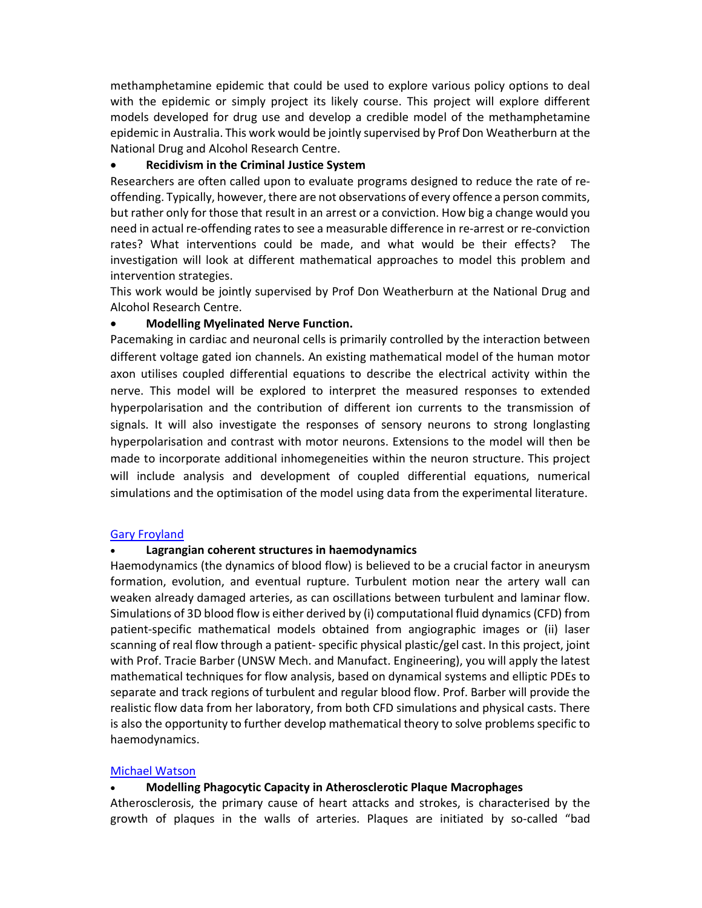methamphetamine epidemic that could be used to explore various policy options to deal with the epidemic or simply project its likely course. This project will explore different models developed for drug use and develop a credible model of the methamphetamine epidemic in Australia. This work would be jointly supervised by Prof Don Weatherburn at the National Drug and Alcohol Research Centre.

- **Recidivism in the Criminal Justice System**

Researchers are often called upon to evaluate programs designed to reduce the rate of re-offending. Typically, however, there are not observations of every offence a person commits, but rather only for those that result in an arrest or a conviction. How big a change would you need in actual re-offending rates to see a measurable difference in re-arrest or re-conviction rates? What interventions could be made, and what would be their effects? The investigation will look at different mathematical approaches to model this problem and intervention strategies.

This work would be jointly supervised by Prof Don Weatherburn at the National Drug and Alcohol Research Centre.

- **Modelling Myelinated Nerve Function.**

Pacemaking in cardiac and neuronal cells is primarily controlled by the interaction between different voltage gated ion channels. An existing mathematical model of the human motor axon utilises coupled differential equations to describe the electrical activity within the nerve. This model will be explored to interpret the measured responses to extended hyperpolarisation and the contribution of different ion currents to the transmission of signals. It will also investigate the responses of sensory neurons to strong longlasting hyperpolarisation and contrast with motor neurons. Extensions to the model will then be made to incorporate additional inhomegeneities within the neuron structure. This project will include analysis and development of coupled differential equations, numerical simulations and the optimisation of the model using data from the experimental literature.

[Gary Froyland](#)

- **Lagrangian coherent structures in haemodynamics**

Haemodynamics (the dynamics of blood flow) is believed to be a crucial factor in aneurysm formation, evolution, and eventual rupture. Turbulent motion near the artery wall can weaken already damaged arteries, as can oscillations between turbulent and laminar flow. Simulations of 3D blood flow is either derived by (i) computational fluid dynamics (CFD) from patient-specific mathematical models obtained from angiographic images or (ii) laser scanning of real flow through a patient- specific physical plastic/gel cast. In this project, joint with Prof. Tracie Barber (UNSW Mech. and Manufact. Engineering), you will apply the latest mathematical techniques for flow analysis, based on dynamical systems and elliptic PDEs to separate and track regions of turbulent and regular blood flow. Prof. Barber will provide the realistic flow data from her laboratory, from both CFD simulations and physical casts. There is also the opportunity to further develop mathematical theory to solve problems specific to haemodynamics.

[Michael Watson](#)

- **Modelling Phagocytic Capacity in Atherosclerotic Plaque Macrophages**

Atherosclerosis, the primary cause of heart attacks and strokes, is characterised by the growth of plaques in the walls of arteries. Plaques are initiated by so-called "bad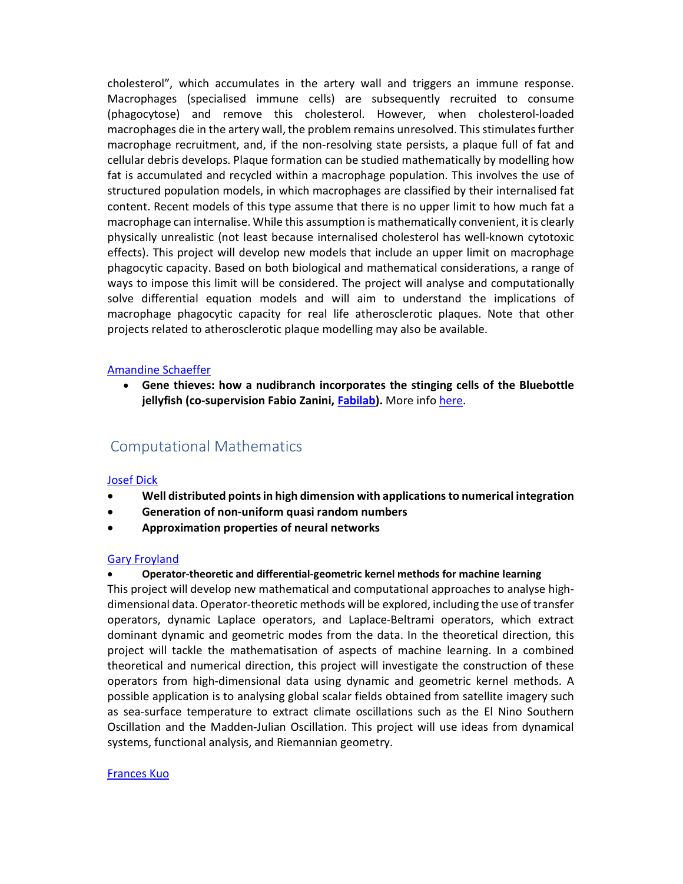cholesterol", which accumulates in the artery wall and triggers an immune response. Macrophages (specialised immune cells) are subsequently recruited to consume (phagocytose) and remove this cholesterol. However, when cholesterol-loaded macrophages die in the artery wall, the problem remains unresolved. This stimulates further macrophage recruitment, and, if the non-resolving state persists, a plaque full of fat and cellular debris develops. Plaque formation can be studied mathematically by modelling how fat is accumulated and recycled within a macrophage population. This involves the use of structured population models, in which macrophages are classified by their internalised fat content. Recent models of this type assume that there is no upper limit to how much fat a macrophage can internalise. While this assumption is mathematically convenient, it is clearly physically unrealistic (not least because internalised cholesterol has well-known cytotoxic effects). This project will develop new models that include an upper limit on macrophage phagocytic capacity. Based on both biological and mathematical considerations, a range of ways to impose this limit will be considered. The project will analyse and computationally solve differential equation models and will aim to understand the implications of macrophage phagocytic capacity for real life atherosclerotic plaques. Note that other projects related to atherosclerotic plaque modelling may also be available.

Amandine Schaeffer

- **Gene thieves: how a nudibranch incorporates the stinging cells of the Bluebottle jellyfish (co-supervision Fabio Zanini, Fabilab).** More info here.

## Computational Mathematics

Josef Dick

- **Well distributed points in high dimension with applications to numerical integration**
- **Generation of non-uniform quasi random numbers**
- **Approximation properties of neural networks**

Gary Froyland

- **Operator-theoretic and differential-geometric kernel methods for machine learning**

This project will develop new mathematical and computational approaches to analyse high-dimensional data. Operator-theoretic methods will be explored, including the use of transfer operators, dynamic Laplace operators, and Laplace-Beltrami operators, which extract dominant dynamic and geometric modes from the data. In the theoretical direction, this project will tackle the mathematisation of aspects of machine learning. In a combined theoretical and numerical direction, this project will investigate the construction of these operators from high-dimensional data using dynamic and geometric kernel methods. A possible application is to analysing global scalar fields obtained from satellite imagery such as sea-surface temperature to extract climate oscillations such as the El Nino Southern Oscillation and the Madden-Julian Oscillation. This project will use ideas from dynamical systems, functional analysis, and Riemannian geometry.

Frances Kuo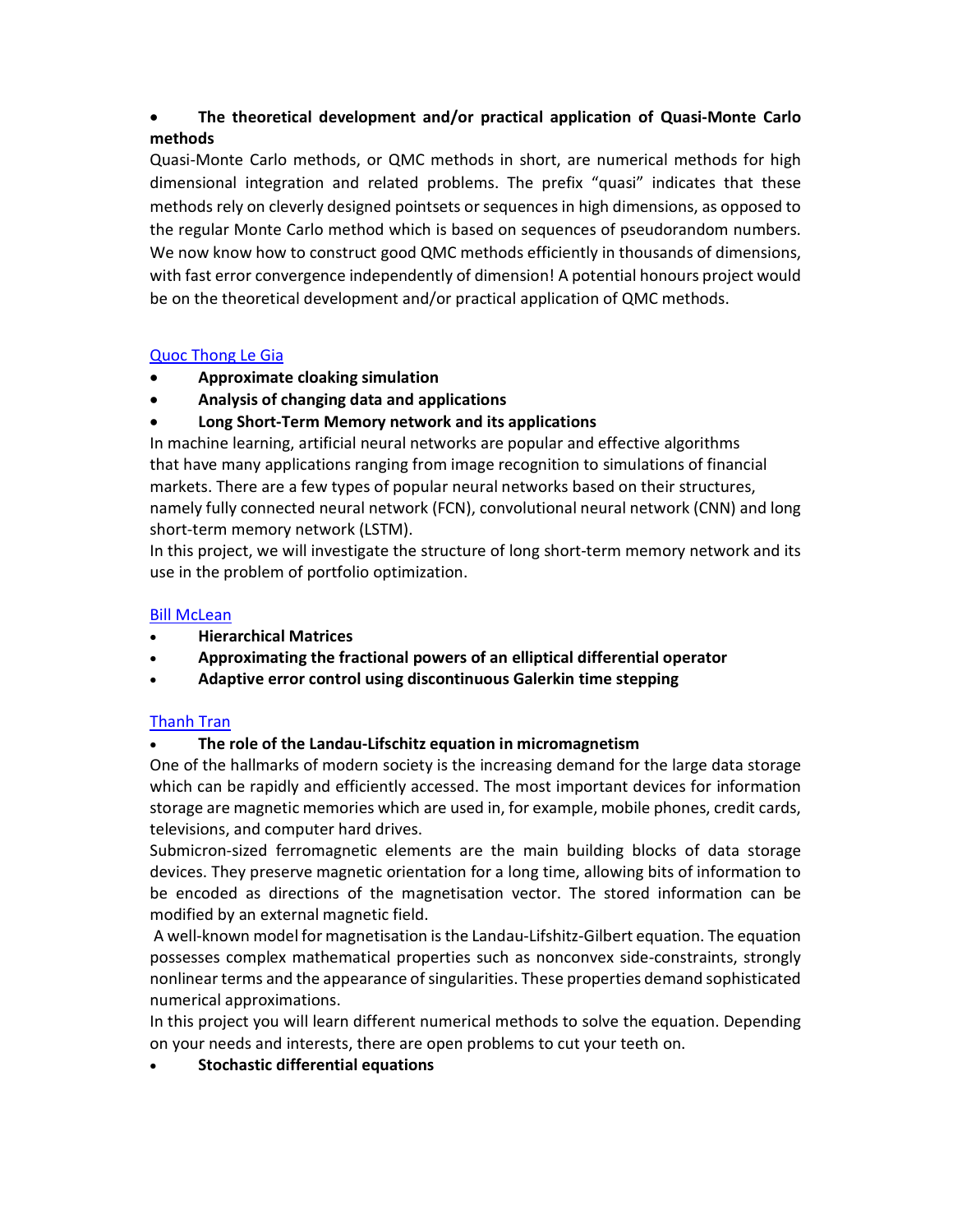- **The theoretical development and/or practical application of Quasi-Monte Carlo methods**

Quasi-Monte Carlo methods, or QMC methods in short, are numerical methods for high dimensional integration and related problems. The prefix “quasi” indicates that these methods rely on cleverly designed pointsets or sequences in high dimensions, as opposed to the regular Monte Carlo method which is based on sequences of pseudorandom numbers. We now know how to construct good QMC methods efficiently in thousands of dimensions, with fast error convergence independently of dimension! A potential honours project would be on the theoretical development and/or practical application of QMC methods.

Quoc Thong Le Gia

- **Approximate cloaking simulation**
- **Analysis of changing data and applications**
- **Long Short-Term Memory network and its applications**

In machine learning, artificial neural networks are popular and effective algorithms that have many applications ranging from image recognition to simulations of financial markets. There are a few types of popular neural networks based on their structures, namely fully connected neural network (FCN), convolutional neural network (CNN) and long short-term memory network (LSTM).

In this project, we will investigate the structure of long short-term memory network and its use in the problem of portfolio optimization.

Bill McLean

- **Hierarchical Matrices**
- **Approximating the fractional powers of an elliptical differential operator**
- **Adaptive error control using discontinuous Galerkin time stepping**

Thanh Tran

- **The role of the Landau-Lifschitz equation in micromagnetism**

One of the hallmarks of modern society is the increasing demand for the large data storage which can be rapidly and efficiently accessed. The most important devices for information storage are magnetic memories which are used in, for example, mobile phones, credit cards, televisions, and computer hard drives.

Submicron-sized ferromagnetic elements are the main building blocks of data storage devices. They preserve magnetic orientation for a long time, allowing bits of information to be encoded as directions of the magnetisation vector. The stored information can be modified by an external magnetic field.

A well-known model for magnetisation is the Landau-Lifshitz-Gilbert equation. The equation possesses complex mathematical properties such as nonconvex side-constraints, strongly nonlinear terms and the appearance of singularities. These properties demand sophisticated numerical approximations.

In this project you will learn different numerical methods to solve the equation. Depending on your needs and interests, there are open problems to cut your teeth on.

- **Stochastic differential equations**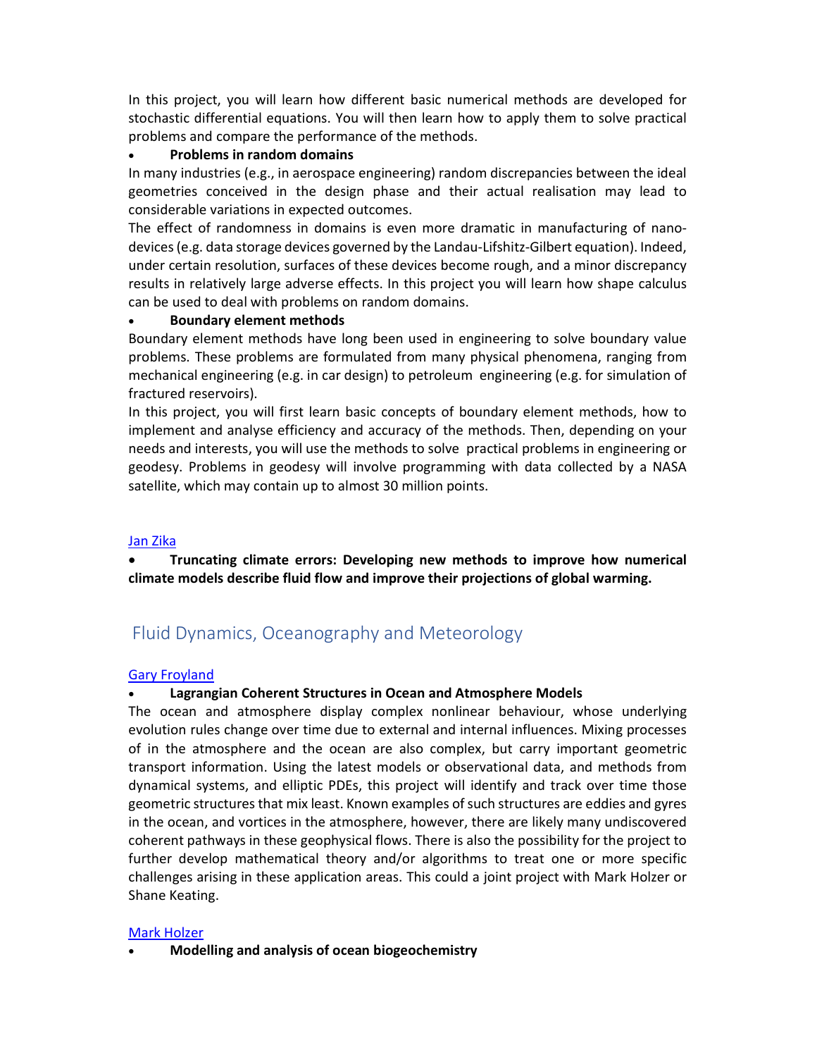In this project, you will learn how different basic numerical methods are developed for stochastic differential equations. You will then learn how to apply them to solve practical problems and compare the performance of the methods.

- **Problems in random domains**

In many industries (e.g., in aerospace engineering) random discrepancies between the ideal geometries conceived in the design phase and their actual realisation may lead to considerable variations in expected outcomes.

The effect of randomness in domains is even more dramatic in manufacturing of nano-devices (e.g. data storage devices governed by the Landau-Lifshitz-Gilbert equation). Indeed, under certain resolution, surfaces of these devices become rough, and a minor discrepancy results in relatively large adverse effects. In this project you will learn how shape calculus can be used to deal with problems on random domains.

- **Boundary element methods**

Boundary element methods have long been used in engineering to solve boundary value problems. These problems are formulated from many physical phenomena, ranging from mechanical engineering (e.g. in car design) to petroleum engineering (e.g. for simulation of fractured reservoirs).

In this project, you will first learn basic concepts of boundary element methods, how to implement and analyse efficiency and accuracy of the methods. Then, depending on your needs and interests, you will use the methods to solve practical problems in engineering or geodesy. Problems in geodesy will involve programming with data collected by a NASA satellite, which may contain up to almost 30 million points.

Jan Zika

- **Truncating climate errors: Developing new methods to improve how numerical climate models describe fluid flow and improve their projections of global warming.**

## Fluid Dynamics, Oceanography and Meteorology

Gary Froyland

- **Lagrangian Coherent Structures in Ocean and Atmosphere Models**

The ocean and atmosphere display complex nonlinear behaviour, whose underlying evolution rules change over time due to external and internal influences. Mixing processes of in the atmosphere and the ocean are also complex, but carry important geometric transport information. Using the latest models or observational data, and methods from dynamical systems, and elliptic PDEs, this project will identify and track over time those geometric structures that mix least. Known examples of such structures are eddies and gyres in the ocean, and vortices in the atmosphere, however, there are likely many undiscovered coherent pathways in these geophysical flows. There is also the possibility for the project to further develop mathematical theory and/or algorithms to treat one or more specific challenges arising in these application areas. This could a joint project with Mark Holzer or Shane Keating.

Mark Holzer

- **Modelling and analysis of ocean biogeochemistry**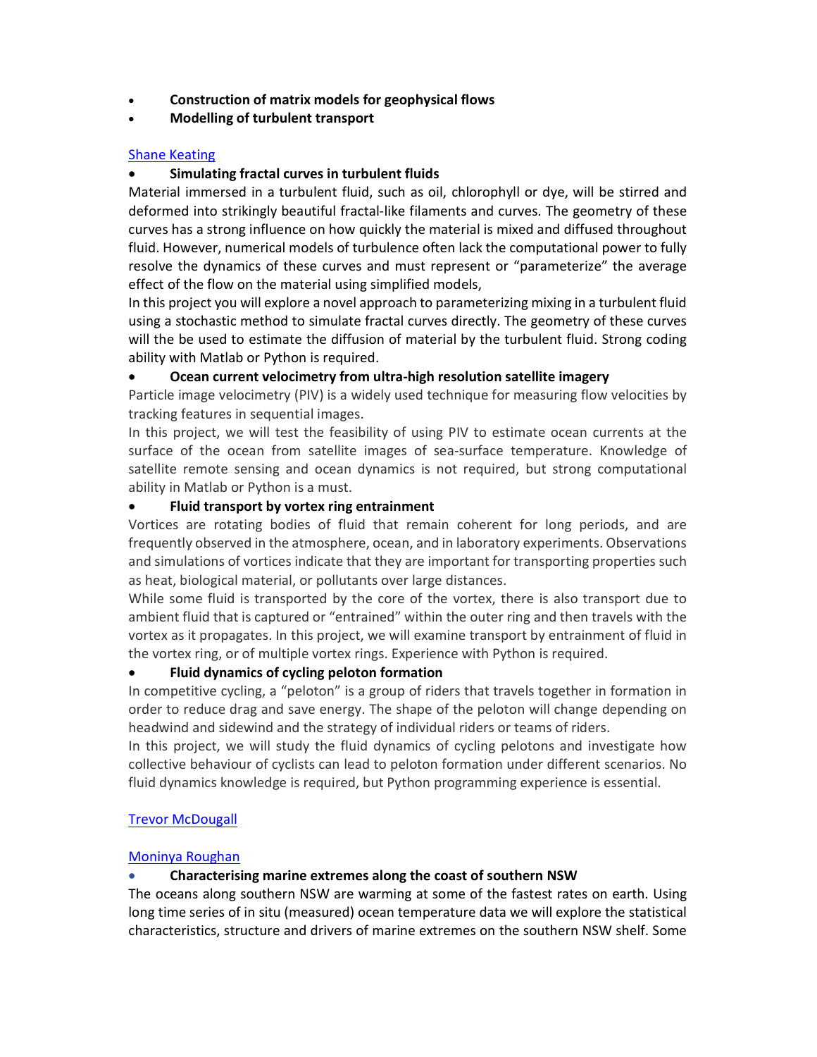- **Construction of matrix models for geophysical flows**
- **Modelling of turbulent transport**

[Shane Keating]

- **Simulating fractal curves in turbulent fluids**

Material immersed in a turbulent fluid, such as oil, chlorophyll or dye, will be stirred and deformed into strikingly beautiful fractal-like filaments and curves. The geometry of these curves has a strong influence on how quickly the material is mixed and diffused throughout fluid. However, numerical models of turbulence often lack the computational power to fully resolve the dynamics of these curves and must represent or "parameterize" the average effect of the flow on the material using simplified models,

In this project you will explore a novel approach to parameterizing mixing in a turbulent fluid using a stochastic method to simulate fractal curves directly. The geometry of these curves will the be used to estimate the diffusion of material by the turbulent fluid. Strong coding ability with Matlab or Python is required.

- **Ocean current velocimetry from ultra-high resolution satellite imagery**

Particle image velocimetry (PIV) is a widely used technique for measuring flow velocities by tracking features in sequential images.

In this project, we will test the feasibility of using PIV to estimate ocean currents at the surface of the ocean from satellite images of sea-surface temperature. Knowledge of satellite remote sensing and ocean dynamics is not required, but strong computational ability in Matlab or Python is a must.

- **Fluid transport by vortex ring entrainment**

Vortices are rotating bodies of fluid that remain coherent for long periods, and are frequently observed in the atmosphere, ocean, and in laboratory experiments. Observations and simulations of vortices indicate that they are important for transporting properties such as heat, biological material, or pollutants over large distances.

While some fluid is transported by the core of the vortex, there is also transport due to ambient fluid that is captured or "entrained" within the outer ring and then travels with the vortex as it propagates. In this project, we will examine transport by entrainment of fluid in the vortex ring, or of multiple vortex rings. Experience with Python is required.

- **Fluid dynamics of cycling peloton formation**

In competitive cycling, a "peloton" is a group of riders that travels together in formation in order to reduce drag and save energy. The shape of the peloton will change depending on headwind and sidewind and the strategy of individual riders or teams of riders.

In this project, we will study the fluid dynamics of cycling pelotons and investigate how collective behaviour of cyclists can lead to peloton formation under different scenarios. No fluid dynamics knowledge is required, but Python programming experience is essential.

[Trevor McDougall]

[Moninya Roughan]

- **Characterising marine extremes along the coast of southern NSW**

The oceans along southern NSW are warming at some of the fastest rates on earth. Using long time series of in situ (measured) ocean temperature data we will explore the statistical characteristics, structure and drivers of marine extremes on the southern NSW shelf. Some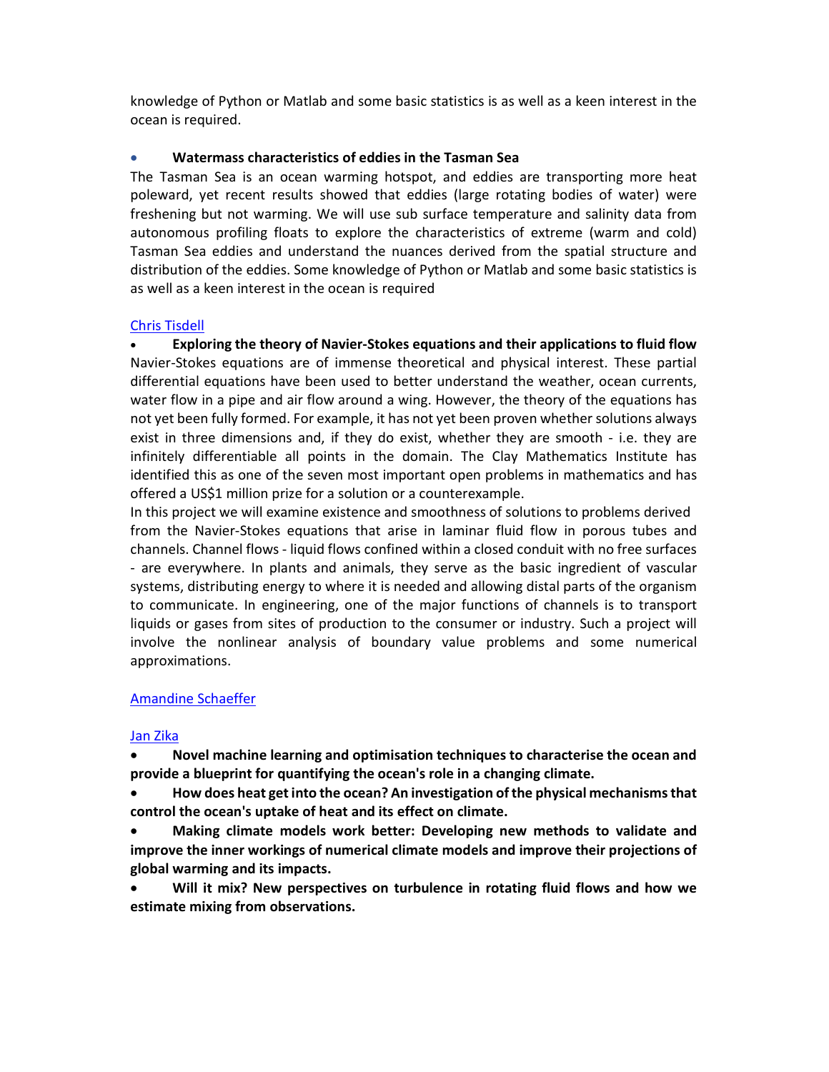knowledge of Python or Matlab and some basic statistics is as well as a keen interest in the ocean is required.

- **Watermass characteristics of eddies in the Tasman Sea**

The Tasman Sea is an ocean warming hotspot, and eddies are transporting more heat poleward, yet recent results showed that eddies (large rotating bodies of water) were freshening but not warming. We will use sub surface temperature and salinity data from autonomous profiling floats to explore the characteristics of extreme (warm and cold) Tasman Sea eddies and understand the nuances derived from the spatial structure and distribution of the eddies. Some knowledge of Python or Matlab and some basic statistics is as well as a keen interest in the ocean is required

Chris Tisdell

- **Exploring the theory of Navier-Stokes equations and their applications to fluid flow**

Navier-Stokes equations are of immense theoretical and physical interest. These partial differential equations have been used to better understand the weather, ocean currents, water flow in a pipe and air flow around a wing. However, the theory of the equations has not yet been fully formed. For example, it has not yet been proven whether solutions always exist in three dimensions and, if they do exist, whether they are smooth - i.e. they are infinitely differentiable all points in the domain. The Clay Mathematics Institute has identified this as one of the seven most important open problems in mathematics and has offered a US$1 million prize for a solution or a counterexample.

In this project we will examine existence and smoothness of solutions to problems derived from the Navier-Stokes equations that arise in laminar fluid flow in porous tubes and channels. Channel flows - liquid flows confined within a closed conduit with no free surfaces - are everywhere. In plants and animals, they serve as the basic ingredient of vascular systems, distributing energy to where it is needed and allowing distal parts of the organism to communicate. In engineering, one of the major functions of channels is to transport liquids or gases from sites of production to the consumer or industry. Such a project will involve the nonlinear analysis of boundary value problems and some numerical approximations.

Amandine Schaeffer

Jan Zika

- **Novel machine learning and optimisation techniques to characterise the ocean and provide a blueprint for quantifying the ocean's role in a changing climate.**
- **How does heat get into the ocean? An investigation of the physical mechanisms that control the ocean's uptake of heat and its effect on climate.**
- **Making climate models work better: Developing new methods to validate and improve the inner workings of numerical climate models and improve their projections of global warming and its impacts.**
- **Will it mix? New perspectives on turbulence in rotating fluid flows and how we estimate mixing from observations.**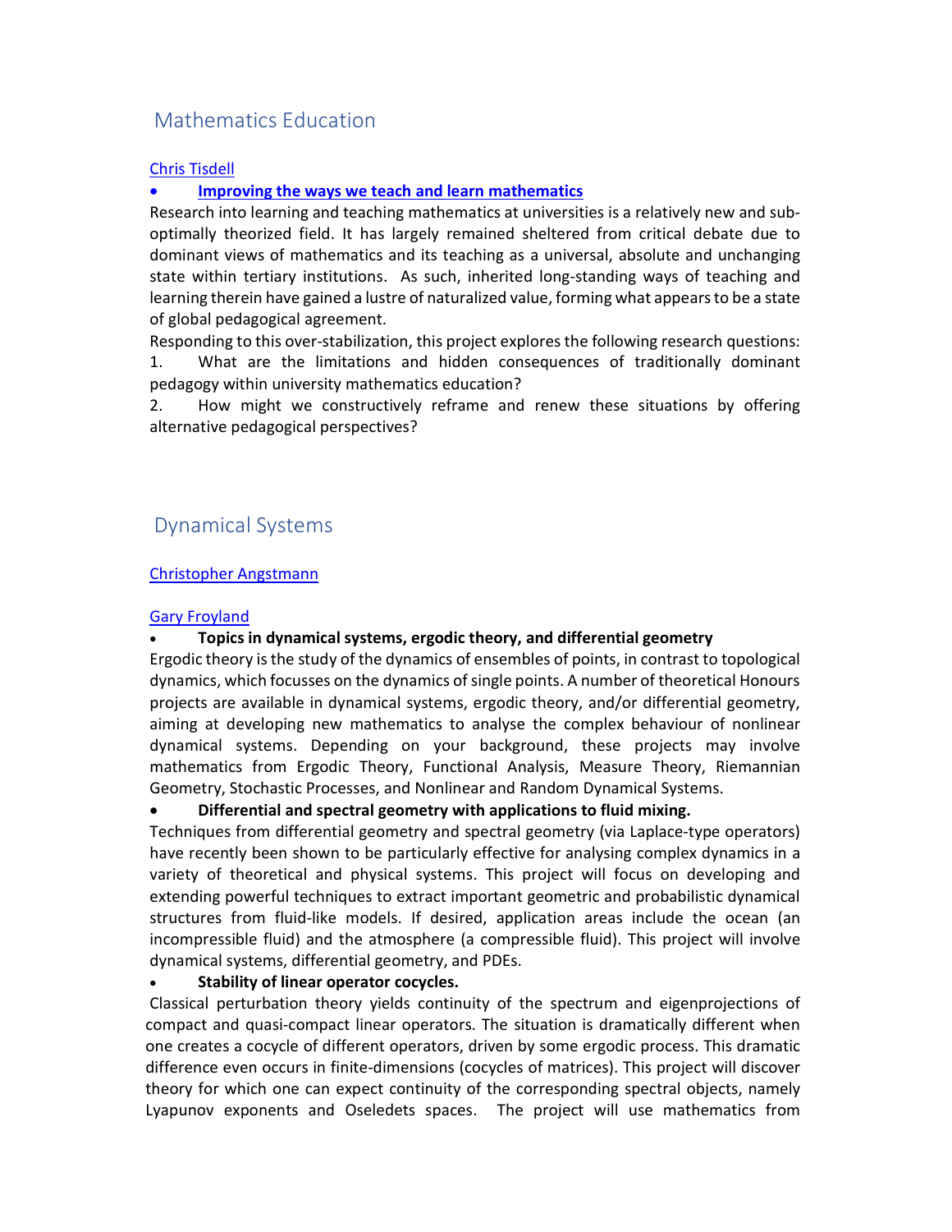## Mathematics Education

Chris Tisdell

- **Improving the ways we teach and learn mathematics**

Research into learning and teaching mathematics at universities is a relatively new and sub-optimally theorized field. It has largely remained sheltered from critical debate due to dominant views of mathematics and its teaching as a universal, absolute and unchanging state within tertiary institutions. As such, inherited long-standing ways of teaching and learning therein have gained a lustre of naturalized value, forming what appears to be a state of global pedagogical agreement.

Responding to this over-stabilization, this project explores the following research questions:

1. What are the limitations and hidden consequences of traditionally dominant pedagogy within university mathematics education?
2. How might we constructively reframe and renew these situations by offering alternative pedagogical perspectives?

## Dynamical Systems

Christopher Angstmann

Gary Froyland

- **Topics in dynamical systems, ergodic theory, and differential geometry**

Ergodic theory is the study of the dynamics of ensembles of points, in contrast to topological dynamics, which focusses on the dynamics of single points. A number of theoretical Honours projects are available in dynamical systems, ergodic theory, and/or differential geometry, aiming at developing new mathematics to analyse the complex behaviour of nonlinear dynamical systems. Depending on your background, these projects may involve mathematics from Ergodic Theory, Functional Analysis, Measure Theory, Riemannian Geometry, Stochastic Processes, and Nonlinear and Random Dynamical Systems.

- **Differential and spectral geometry with applications to fluid mixing.**

Techniques from differential geometry and spectral geometry (via Laplace-type operators) have recently been shown to be particularly effective for analysing complex dynamics in a variety of theoretical and physical systems. This project will focus on developing and extending powerful techniques to extract important geometric and probabilistic dynamical structures from fluid-like models. If desired, application areas include the ocean (an incompressible fluid) and the atmosphere (a compressible fluid). This project will involve dynamical systems, differential geometry, and PDEs.

- **Stability of linear operator cocycles.**

Classical perturbation theory yields continuity of the spectrum and eigenprojections of compact and quasi-compact linear operators. The situation is dramatically different when one creates a cocycle of different operators, driven by some ergodic process. This dramatic difference even occurs in finite-dimensions (cocycles of matrices). This project will discover theory for which one can expect continuity of the corresponding spectral objects, namely Lyapunov exponents and Oseledets spaces. The project will use mathematics from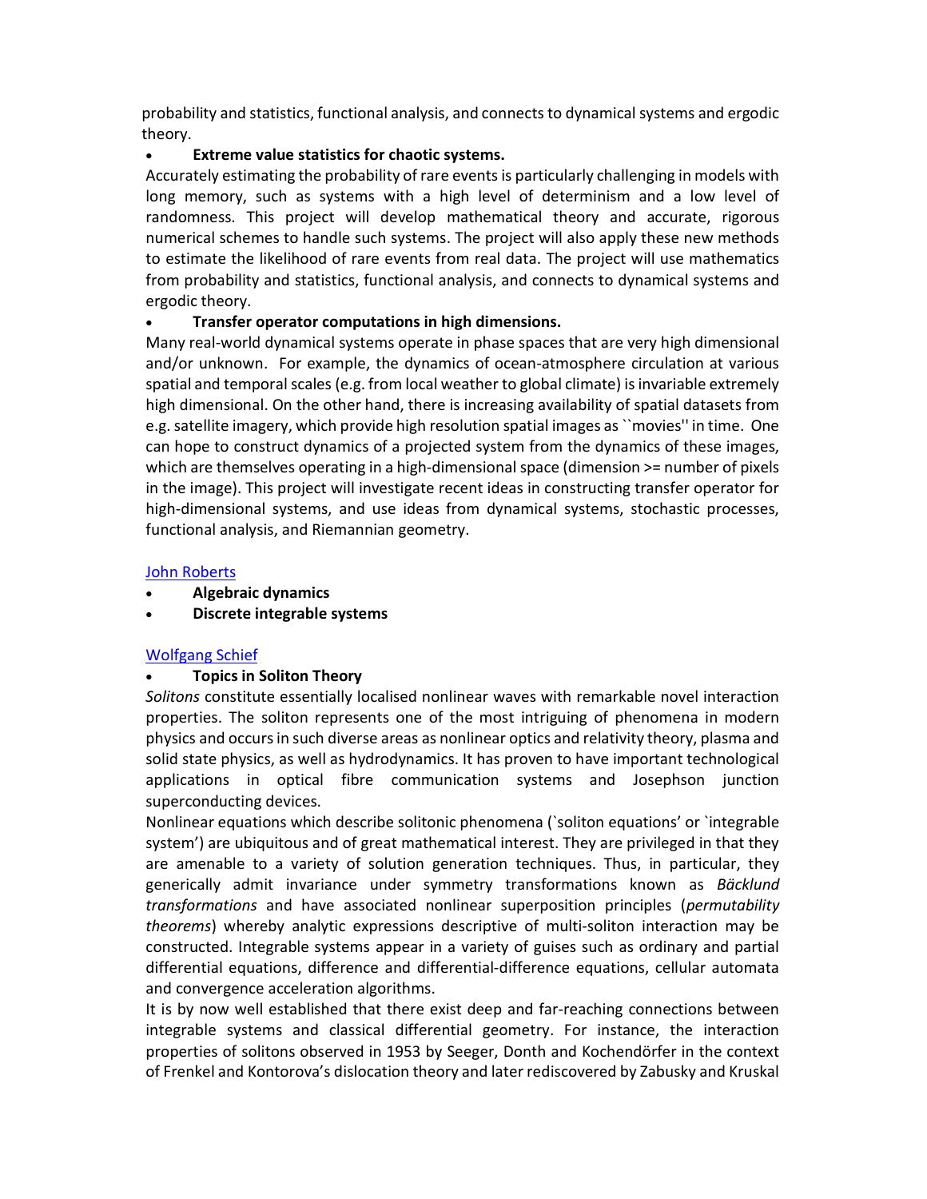probability and statistics, functional analysis, and connects to dynamical systems and ergodic theory.

- **Extreme value statistics for chaotic systems.**

Accurately estimating the probability of rare events is particularly challenging in models with long memory, such as systems with a high level of determinism and a low level of randomness. This project will develop mathematical theory and accurate, rigorous numerical schemes to handle such systems. The project will also apply these new methods to estimate the likelihood of rare events from real data. The project will use mathematics from probability and statistics, functional analysis, and connects to dynamical systems and ergodic theory.

- **Transfer operator computations in high dimensions.**

Many real-world dynamical systems operate in phase spaces that are very high dimensional and/or unknown. For example, the dynamics of ocean-atmosphere circulation at various spatial and temporal scales (e.g. from local weather to global climate) is invariable extremely high dimensional. On the other hand, there is increasing availability of spatial datasets from e.g. satellite imagery, which provide high resolution spatial images as ``movies'' in time. One can hope to construct dynamics of a projected system from the dynamics of these images, which are themselves operating in a high-dimensional space (dimension >= number of pixels in the image). This project will investigate recent ideas in constructing transfer operator for high-dimensional systems, and use ideas from dynamical systems, stochastic processes, functional analysis, and Riemannian geometry.

John Roberts

- **Algebraic dynamics**
- **Discrete integrable systems**

Wolfgang Schief

- **Topics in Soliton Theory**

*Solitons* constitute essentially localised nonlinear waves with remarkable novel interaction properties. The soliton represents one of the most intriguing of phenomena in modern physics and occurs in such diverse areas as nonlinear optics and relativity theory, plasma and solid state physics, as well as hydrodynamics. It has proven to have important technological applications in optical fibre communication systems and Josephson junction superconducting devices.

Nonlinear equations which describe solitonic phenomena (`soliton equations' or `integrable system') are ubiquitous and of great mathematical interest. They are privileged in that they are amenable to a variety of solution generation techniques. Thus, in particular, they generically admit invariance under symmetry transformations known as *Bäcklund transformations* and have associated nonlinear superposition principles (*permutability theorems*) whereby analytic expressions descriptive of multi-soliton interaction may be constructed. Integrable systems appear in a variety of guises such as ordinary and partial differential equations, difference and differential-difference equations, cellular automata and convergence acceleration algorithms.

It is by now well established that there exist deep and far-reaching connections between integrable systems and classical differential geometry. For instance, the interaction properties of solitons observed in 1953 by Seeger, Donth and Kochendörfer in the context of Frenkel and Kontorova's dislocation theory and later rediscovered by Zabusky and Kruskal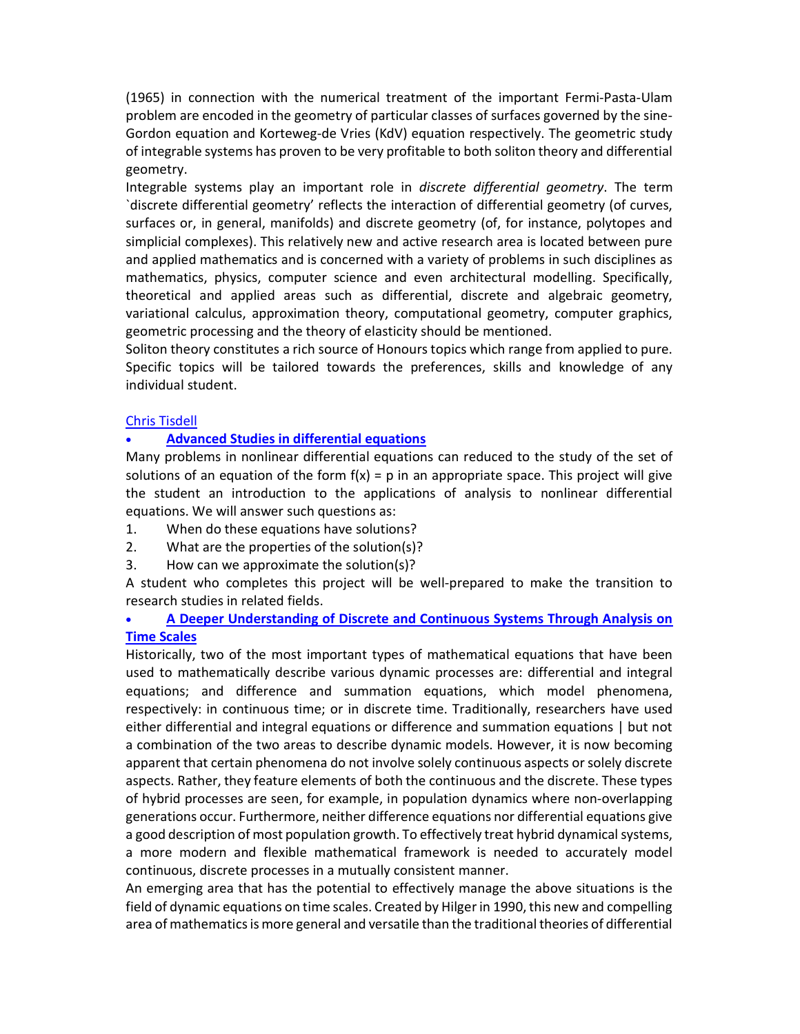(1965) in connection with the numerical treatment of the important Fermi-Pasta-Ulam problem are encoded in the geometry of particular classes of surfaces governed by the sine-Gordon equation and Korteweg-de Vries (KdV) equation respectively. The geometric study of integrable systems has proven to be very profitable to both soliton theory and differential geometry.

Integrable systems play an important role in *discrete differential geometry*. The term `discrete differential geometry' reflects the interaction of differential geometry (of curves, surfaces or, in general, manifolds) and discrete geometry (of, for instance, polytopes and simplicial complexes). This relatively new and active research area is located between pure and applied mathematics and is concerned with a variety of problems in such disciplines as mathematics, physics, computer science and even architectural modelling. Specifically, theoretical and applied areas such as differential, discrete and algebraic geometry, variational calculus, approximation theory, computational geometry, computer graphics, geometric processing and the theory of elasticity should be mentioned.

Soliton theory constitutes a rich source of Honours topics which range from applied to pure. Specific topics will be tailored towards the preferences, skills and knowledge of any individual student.

Chris Tisdell

- **Advanced Studies in differential equations**

Many problems in nonlinear differential equations can reduced to the study of the set of solutions of an equation of the form $f(x) = p$ in an appropriate space. This project will give the student an introduction to the applications of analysis to nonlinear differential equations. We will answer such questions as:

1. When do these equations have solutions?
2. What are the properties of the solution(s)?
3. How can we approximate the solution(s)?

A student who completes this project will be well-prepared to make the transition to research studies in related fields.

- **A Deeper Understanding of Discrete and Continuous Systems Through Analysis on Time Scales**

Historically, two of the most important types of mathematical equations that have been used to mathematically describe various dynamic processes are: differential and integral equations; and difference and summation equations, which model phenomena, respectively: in continuous time; or in discrete time. Traditionally, researchers have used either differential and integral equations or difference and summation equations | but not a combination of the two areas to describe dynamic models. However, it is now becoming apparent that certain phenomena do not involve solely continuous aspects or solely discrete aspects. Rather, they feature elements of both the continuous and the discrete. These types of hybrid processes are seen, for example, in population dynamics where non-overlapping generations occur. Furthermore, neither difference equations nor differential equations give a good description of most population growth. To effectively treat hybrid dynamical systems, a more modern and flexible mathematical framework is needed to accurately model continuous, discrete processes in a mutually consistent manner.

An emerging area that has the potential to effectively manage the above situations is the field of dynamic equations on time scales. Created by Hilger in 1990, this new and compelling area of mathematics is more general and versatile than the traditional theories of differential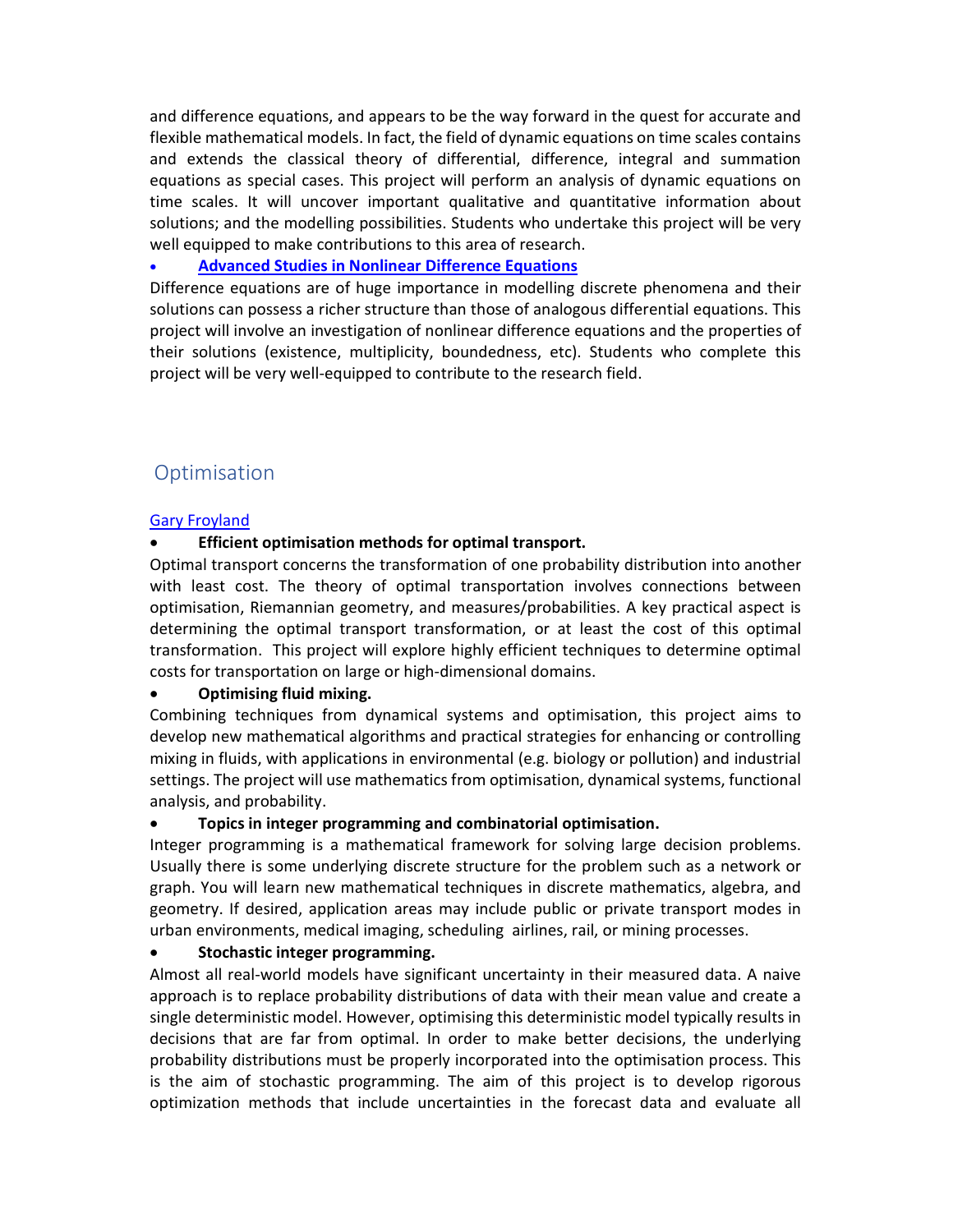and difference equations, and appears to be the way forward in the quest for accurate and flexible mathematical models. In fact, the field of dynamic equations on time scales contains and extends the classical theory of differential, difference, integral and summation equations as special cases. This project will perform an analysis of dynamic equations on time scales. It will uncover important qualitative and quantitative information about solutions; and the modelling possibilities. Students who undertake this project will be very well equipped to make contributions to this area of research.

- **Advanced Studies in Nonlinear Difference Equations**

Difference equations are of huge importance in modelling discrete phenomena and their solutions can possess a richer structure than those of analogous differential equations. This project will involve an investigation of nonlinear difference equations and the properties of their solutions (existence, multiplicity, boundedness, etc). Students who complete this project will be very well-equipped to contribute to the research field.

## Optimisation

Gary Froyland

- **Efficient optimisation methods for optimal transport.**

Optimal transport concerns the transformation of one probability distribution into another with least cost. The theory of optimal transportation involves connections between optimisation, Riemannian geometry, and measures/probabilities. A key practical aspect is determining the optimal transport transformation, or at least the cost of this optimal transformation. This project will explore highly efficient techniques to determine optimal costs for transportation on large or high-dimensional domains.

- **Optimising fluid mixing.**

Combining techniques from dynamical systems and optimisation, this project aims to develop new mathematical algorithms and practical strategies for enhancing or controlling mixing in fluids, with applications in environmental (e.g. biology or pollution) and industrial settings. The project will use mathematics from optimisation, dynamical systems, functional analysis, and probability.

- **Topics in integer programming and combinatorial optimisation.**

Integer programming is a mathematical framework for solving large decision problems. Usually there is some underlying discrete structure for the problem such as a network or graph. You will learn new mathematical techniques in discrete mathematics, algebra, and geometry. If desired, application areas may include public or private transport modes in urban environments, medical imaging, scheduling airlines, rail, or mining processes.

- **Stochastic integer programming.**

Almost all real-world models have significant uncertainty in their measured data. A naive approach is to replace probability distributions of data with their mean value and create a single deterministic model. However, optimising this deterministic model typically results in decisions that are far from optimal. In order to make better decisions, the underlying probability distributions must be properly incorporated into the optimisation process. This is the aim of stochastic programming. The aim of this project is to develop rigorous optimization methods that include uncertainties in the forecast data and evaluate all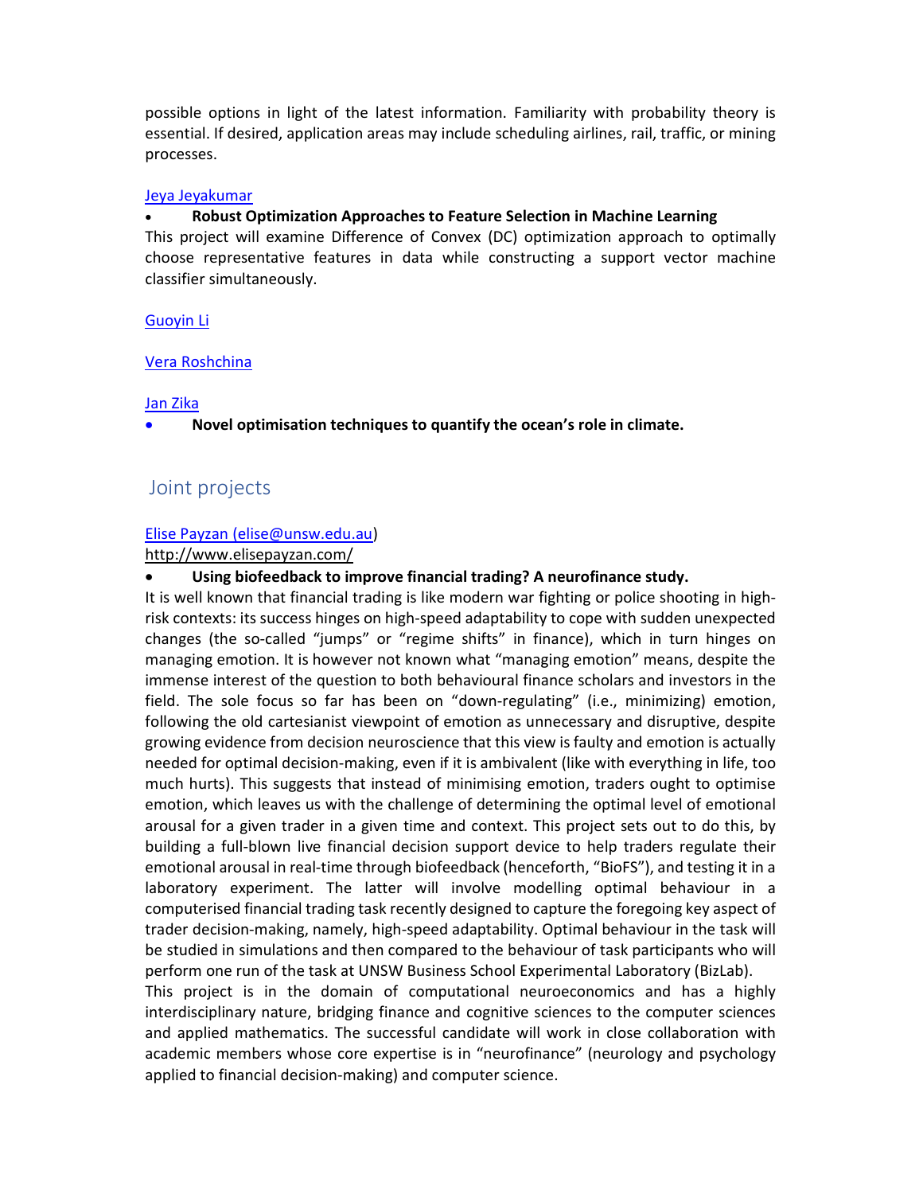possible options in light of the latest information. Familiarity with probability theory is essential. If desired, application areas may include scheduling airlines, rail, traffic, or mining processes.

Jeya Jeyakumar

- **Robust Optimization Approaches to Feature Selection in Machine Learning**

This project will examine Difference of Convex (DC) optimization approach to optimally choose representative features in data while constructing a support vector machine classifier simultaneously.

Guoyin Li

Vera Roshchina

Jan Zika

- **Novel optimisation techniques to quantify the ocean's role in climate.**

## Joint projects

Elise Payzan (elise@unsw.edu.au)
http://www.elisepayzan.com/

- **Using biofeedback to improve financial trading? A neurofinance study.**

It is well known that financial trading is like modern war fighting or police shooting in high-risk contexts: its success hinges on high-speed adaptability to cope with sudden unexpected changes (the so-called "jumps" or "regime shifts" in finance), which in turn hinges on managing emotion. It is however not known what "managing emotion" means, despite the immense interest of the question to both behavioural finance scholars and investors in the field. The sole focus so far has been on "down-regulating" (i.e., minimizing) emotion, following the old cartesianist viewpoint of emotion as unnecessary and disruptive, despite growing evidence from decision neuroscience that this view is faulty and emotion is actually needed for optimal decision-making, even if it is ambivalent (like with everything in life, too much hurts). This suggests that instead of minimising emotion, traders ought to optimise emotion, which leaves us with the challenge of determining the optimal level of emotional arousal for a given trader in a given time and context. This project sets out to do this, by building a full-blown live financial decision support device to help traders regulate their emotional arousal in real-time through biofeedback (henceforth, "BioFS"), and testing it in a laboratory experiment. The latter will involve modelling optimal behaviour in a computerised financial trading task recently designed to capture the foregoing key aspect of trader decision-making, namely, high-speed adaptability. Optimal behaviour in the task will be studied in simulations and then compared to the behaviour of task participants who will perform one run of the task at UNSW Business School Experimental Laboratory (BizLab).
This project is in the domain of computational neuroeconomics and has a highly interdisciplinary nature, bridging finance and cognitive sciences to the computer sciences and applied mathematics. The successful candidate will work in close collaboration with academic members whose core expertise is in "neurofinance" (neurology and psychology applied to financial decision-making) and computer science.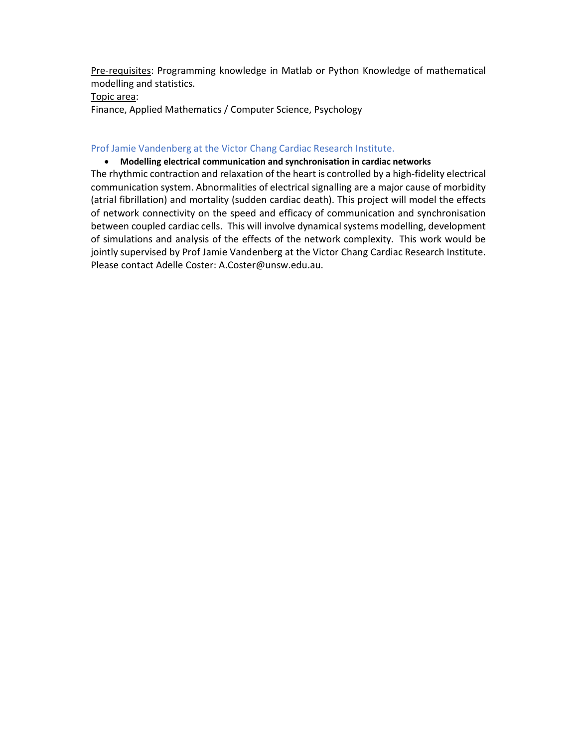Pre-requisites: Programming knowledge in Matlab or Python Knowledge of mathematical modelling and statistics.

Topic area:

Finance, Applied Mathematics / Computer Science, Psychology

## Prof Jamie Vandenberg at the Victor Chang Cardiac Research Institute.

- **Modelling electrical communication and synchronisation in cardiac networks**

The rhythmic contraction and relaxation of the heart is controlled by a high-fidelity electrical communication system. Abnormalities of electrical signalling are a major cause of morbidity (atrial fibrillation) and mortality (sudden cardiac death). This project will model the effects of network connectivity on the speed and efficacy of communication and synchronisation between coupled cardiac cells. This will involve dynamical systems modelling, development of simulations and analysis of the effects of the network complexity. This work would be jointly supervised by Prof Jamie Vandenberg at the Victor Chang Cardiac Research Institute. Please contact Adelle Coster: A.Coster@unsw.edu.au.